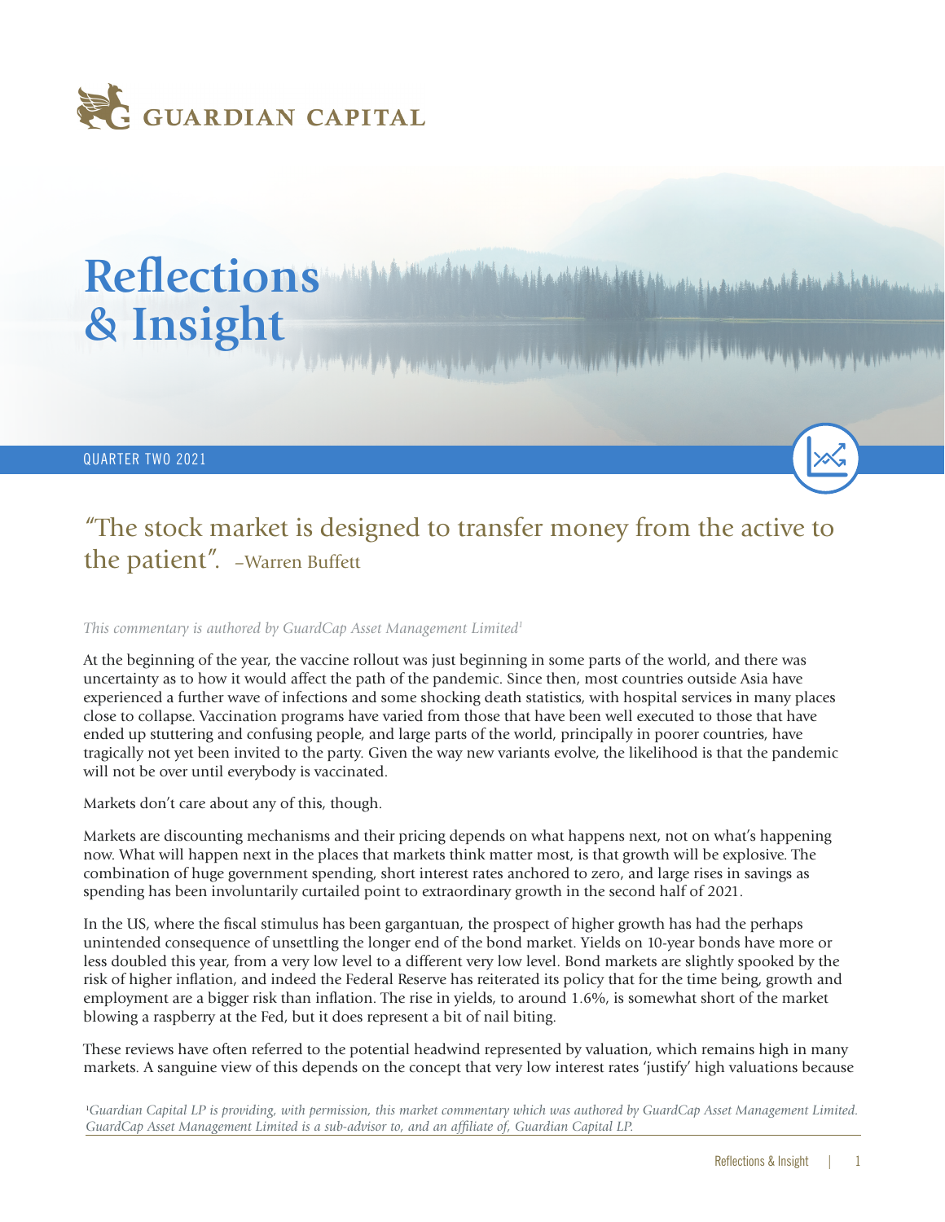GUARDIAN CAPITAL

# Reflections & Insight

QUARTER TWO 2021

## "The stock market is designed to transfer money from the active to the patient". –Warren Buffett

*This commentary is authored by GuardCap Asset Management Limited*[1]

At the beginning of the year, the vaccine rollout was just beginning in some parts of the world, and there was uncertainty as to how it would affect the path of the pandemic. Since then, most countries outside Asia have experienced a further wave of infections and some shocking death statistics, with hospital services in many places close to collapse. Vaccination programs have varied from those that have been well executed to those that have ended up stuttering and confusing people, and large parts of the world, principally in poorer countries, have tragically not yet been invited to the party. Given the way new variants evolve, the likelihood is that the pandemic will not be over until everybody is vaccinated.

Markets don't care about any of this, though.

Markets are discounting mechanisms and their pricing depends on what happens next, not on what's happening now. What will happen next in the places that markets think matter most, is that growth will be explosive. The combination of huge government spending, short interest rates anchored to zero, and large rises in savings as spending has been involuntarily curtailed point to extraordinary growth in the second half of 2021.

In the US, where the fiscal stimulus has been gargantuan, the prospect of higher growth has had the perhaps unintended consequence of unsettling the longer end of the bond market. Yields on 10-year bonds have more or less doubled this year, from a very low level to a different very low level. Bond markets are slightly spooked by the risk of higher inflation, and indeed the Federal Reserve has reiterated its policy that for the time being, growth and employment are a bigger risk than inflation. The rise in yields, to around 1.6%, is somewhat short of the market blowing a raspberry at the Fed, but it does represent a bit of nail biting.

These reviews have often referred to the potential headwind represented by valuation, which remains high in many markets. A sanguine view of this depends on the concept that very low interest rates 'justify' high valuations because

[1]*Guardian Capital LP is providing, with permission, this market commentary which was authored by GuardCap Asset Management Limited. GuardCap Asset Management Limited is a sub-advisor to, and an affiliate of, Guardian Capital LP.*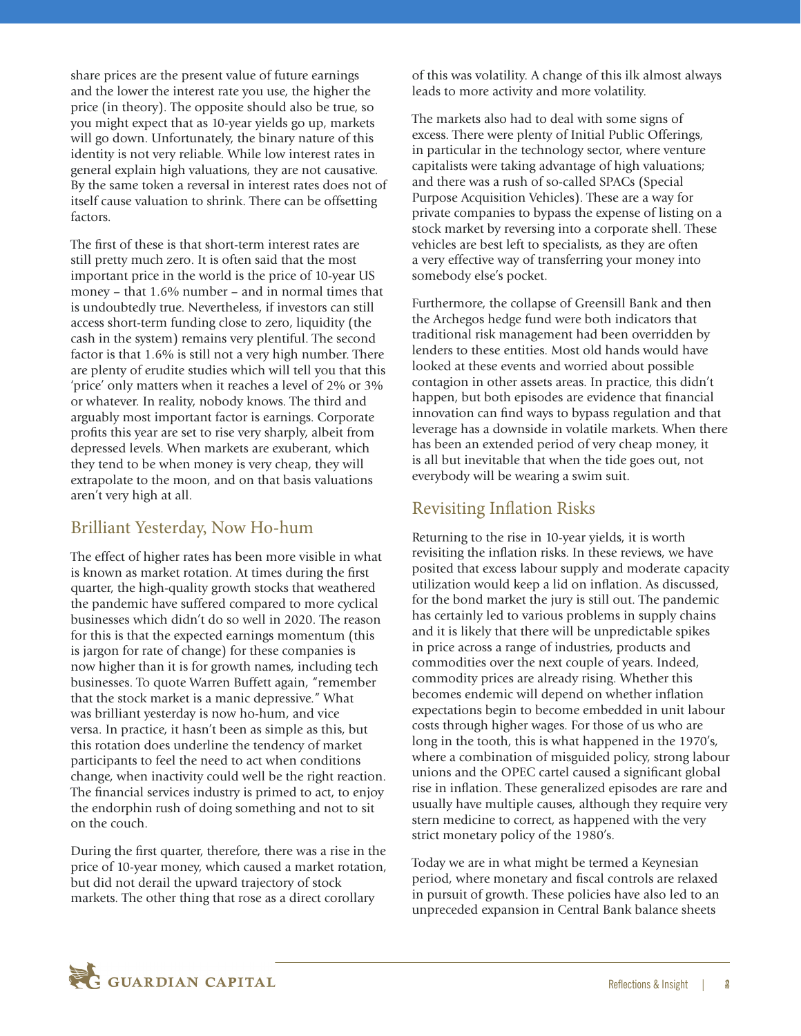share prices are the present value of future earnings and the lower the interest rate you use, the higher the price (in theory). The opposite should also be true, so you might expect that as 10-year yields go up, markets will go down. Unfortunately, the binary nature of this identity is not very reliable. While low interest rates in general explain high valuations, they are not causative. By the same token a reversal in interest rates does not of itself cause valuation to shrink. There can be offsetting factors.

The first of these is that short-term interest rates are still pretty much zero. It is often said that the most important price in the world is the price of 10-year US money – that 1.6% number – and in normal times that is undoubtedly true. Nevertheless, if investors can still access short-term funding close to zero, liquidity (the cash in the system) remains very plentiful. The second factor is that 1.6% is still not a very high number. There are plenty of erudite studies which will tell you that this 'price' only matters when it reaches a level of 2% or 3% or whatever. In reality, nobody knows. The third and arguably most important factor is earnings. Corporate profits this year are set to rise very sharply, albeit from depressed levels. When markets are exuberant, which they tend to be when money is very cheap, they will extrapolate to the moon, and on that basis valuations aren't very high at all.

## Brilliant Yesterday, Now Ho-hum

The effect of higher rates has been more visible in what is known as market rotation. At times during the first quarter, the high-quality growth stocks that weathered the pandemic have suffered compared to more cyclical businesses which didn't do so well in 2020. The reason for this is that the expected earnings momentum (this is jargon for rate of change) for these companies is now higher than it is for growth names, including tech businesses. To quote Warren Buffett again, "remember that the stock market is a manic depressive." What was brilliant yesterday is now ho-hum, and vice versa. In practice, it hasn't been as simple as this, but this rotation does underline the tendency of market participants to feel the need to act when conditions change, when inactivity could well be the right reaction. The financial services industry is primed to act, to enjoy the endorphin rush of doing something and not to sit on the couch.

During the first quarter, therefore, there was a rise in the price of 10-year money, which caused a market rotation, but did not derail the upward trajectory of stock markets. The other thing that rose as a direct corollary of this was volatility. A change of this ilk almost always leads to more activity and more volatility.

The markets also had to deal with some signs of excess. There were plenty of Initial Public Offerings, in particular in the technology sector, where venture capitalists were taking advantage of high valuations; and there was a rush of so-called SPACs (Special Purpose Acquisition Vehicles). These are a way for private companies to bypass the expense of listing on a stock market by reversing into a corporate shell. These vehicles are best left to specialists, as they are often a very effective way of transferring your money into somebody else's pocket.

Furthermore, the collapse of Greensill Bank and then the Archegos hedge fund were both indicators that traditional risk management had been overridden by lenders to these entities. Most old hands would have looked at these events and worried about possible contagion in other assets areas. In practice, this didn't happen, but both episodes are evidence that financial innovation can find ways to bypass regulation and that leverage has a downside in volatile markets. When there has been an extended period of very cheap money, it is all but inevitable that when the tide goes out, not everybody will be wearing a swim suit.

## Revisiting Inflation Risks

Returning to the rise in 10-year yields, it is worth revisiting the inflation risks. In these reviews, we have posited that excess labour supply and moderate capacity utilization would keep a lid on inflation. As discussed, for the bond market the jury is still out. The pandemic has certainly led to various problems in supply chains and it is likely that there will be unpredictable spikes in price across a range of industries, products and commodities over the next couple of years. Indeed, commodity prices are already rising. Whether this becomes endemic will depend on whether inflation expectations begin to become embedded in unit labour costs through higher wages. For those of us who are long in the tooth, this is what happened in the 1970's, where a combination of misguided policy, strong labour unions and the OPEC cartel caused a significant global rise in inflation. These generalized episodes are rare and usually have multiple causes, although they require very stern medicine to correct, as happened with the very strict monetary policy of the 1980's.

Today we are in what might be termed a Keynesian period, where monetary and fiscal controls are relaxed in pursuit of growth. These policies have also led to an unpreceded expansion in Central Bank balance sheets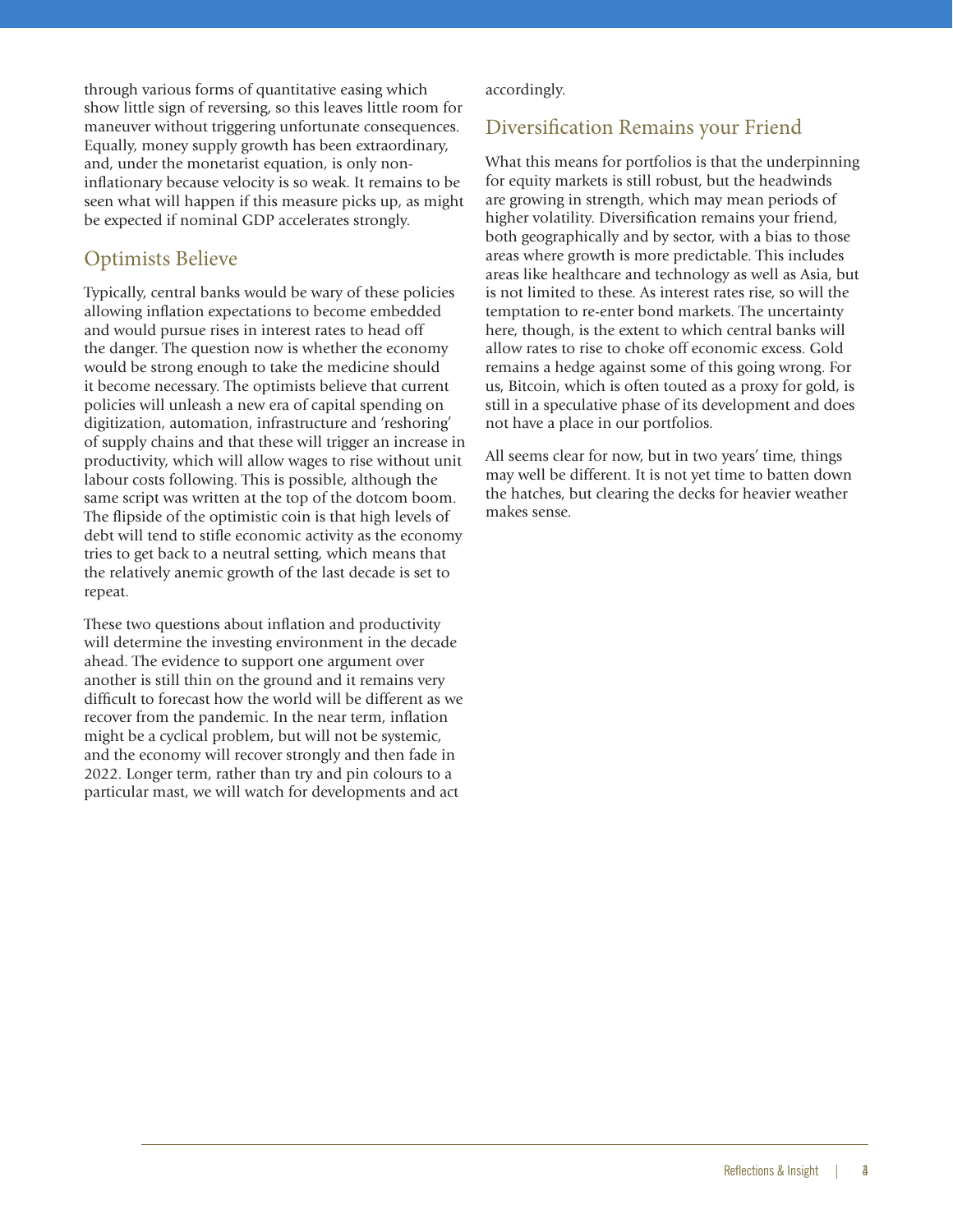through various forms of quantitative easing which show little sign of reversing, so this leaves little room for maneuver without triggering unfortunate consequences. Equally, money supply growth has been extraordinary, and, under the monetarist equation, is only non-inflationary because velocity is so weak. It remains to be seen what will happen if this measure picks up, as might be expected if nominal GDP accelerates strongly.

## Optimists Believe

Typically, central banks would be wary of these policies allowing inflation expectations to become embedded and would pursue rises in interest rates to head off the danger. The question now is whether the economy would be strong enough to take the medicine should it become necessary. The optimists believe that current policies will unleash a new era of capital spending on digitization, automation, infrastructure and 'reshoring' of supply chains and that these will trigger an increase in productivity, which will allow wages to rise without unit labour costs following. This is possible, although the same script was written at the top of the dotcom boom. The flipside of the optimistic coin is that high levels of debt will tend to stifle economic activity as the economy tries to get back to a neutral setting, which means that the relatively anemic growth of the last decade is set to repeat.

These two questions about inflation and productivity will determine the investing environment in the decade ahead. The evidence to support one argument over another is still thin on the ground and it remains very difficult to forecast how the world will be different as we recover from the pandemic. In the near term, inflation might be a cyclical problem, but will not be systemic, and the economy will recover strongly and then fade in 2022. Longer term, rather than try and pin colours to a particular mast, we will watch for developments and act accordingly.

## Diversification Remains your Friend

What this means for portfolios is that the underpinning for equity markets is still robust, but the headwinds are growing in strength, which may mean periods of higher volatility. Diversification remains your friend, both geographically and by sector, with a bias to those areas where growth is more predictable. This includes areas like healthcare and technology as well as Asia, but is not limited to these. As interest rates rise, so will the temptation to re-enter bond markets. The uncertainty here, though, is the extent to which central banks will allow rates to rise to choke off economic excess. Gold remains a hedge against some of this going wrong. For us, Bitcoin, which is often touted as a proxy for gold, is still in a speculative phase of its development and does not have a place in our portfolios.

All seems clear for now, but in two years' time, things may well be different. It is not yet time to batten down the hatches, but clearing the decks for heavier weather makes sense.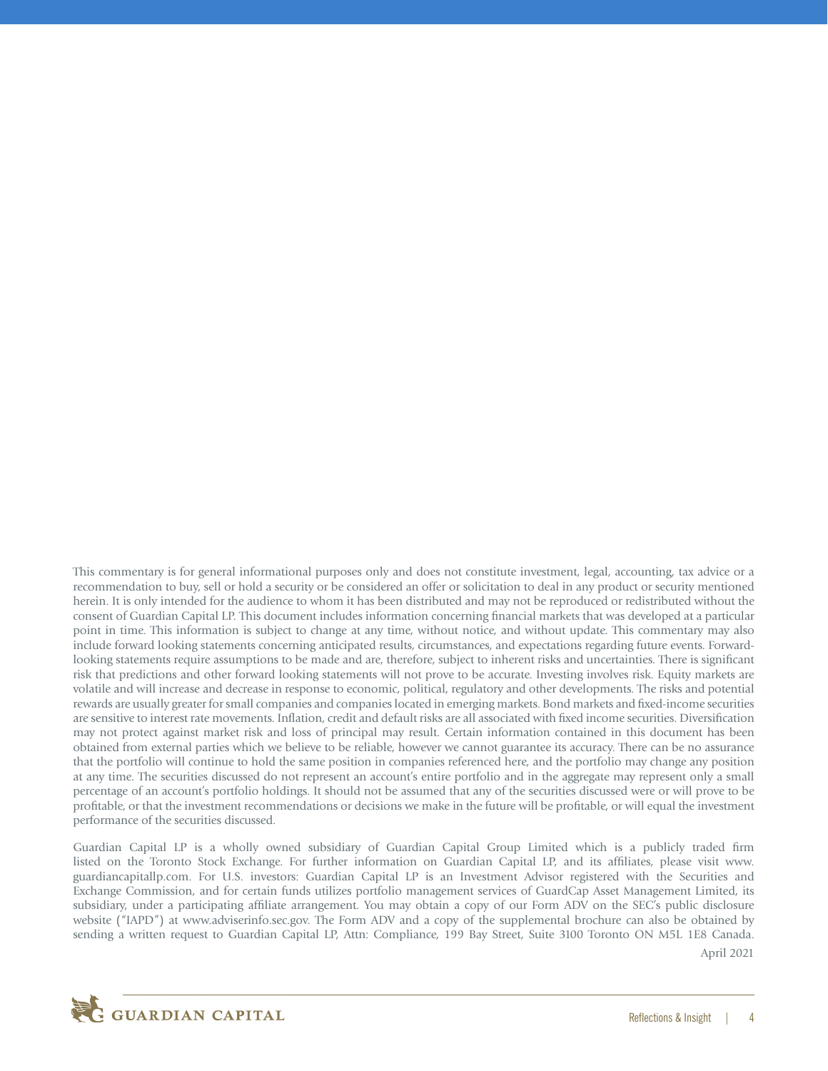This commentary is for general informational purposes only and does not constitute investment, legal, accounting, tax advice or a recommendation to buy, sell or hold a security or be considered an offer or solicitation to deal in any product or security mentioned herein. It is only intended for the audience to whom it has been distributed and may not be reproduced or redistributed without the consent of Guardian Capital LP. This document includes information concerning financial markets that was developed at a particular point in time. This information is subject to change at any time, without notice, and without update. This commentary may also include forward looking statements concerning anticipated results, circumstances, and expectations regarding future events. Forward-looking statements require assumptions to be made and are, therefore, subject to inherent risks and uncertainties. There is significant risk that predictions and other forward looking statements will not prove to be accurate. Investing involves risk. Equity markets are volatile and will increase and decrease in response to economic, political, regulatory and other developments. The risks and potential rewards are usually greater for small companies and companies located in emerging markets. Bond markets and fixed-income securities are sensitive to interest rate movements. Inflation, credit and default risks are all associated with fixed income securities. Diversification may not protect against market risk and loss of principal may result. Certain information contained in this document has been obtained from external parties which we believe to be reliable, however we cannot guarantee its accuracy. There can be no assurance that the portfolio will continue to hold the same position in companies referenced here, and the portfolio may change any position at any time. The securities discussed do not represent an account's entire portfolio and in the aggregate may represent only a small percentage of an account's portfolio holdings. It should not be assumed that any of the securities discussed were or will prove to be profitable, or that the investment recommendations or decisions we make in the future will be profitable, or will equal the investment performance of the securities discussed.

Guardian Capital LP is a wholly owned subsidiary of Guardian Capital Group Limited which is a publicly traded firm listed on the Toronto Stock Exchange. For further information on Guardian Capital LP, and its affiliates, please visit www.guardiancapitallp.com. For U.S. investors: Guardian Capital LP is an Investment Advisor registered with the Securities and Exchange Commission, and for certain funds utilizes portfolio management services of GuardCap Asset Management Limited, its subsidiary, under a participating affiliate arrangement. You may obtain a copy of our Form ADV on the SEC's public disclosure website ("IAPD") at www.adviserinfo.sec.gov. The Form ADV and a copy of the supplemental brochure can also be obtained by sending a written request to Guardian Capital LP, Attn: Compliance, 199 Bay Street, Suite 3100 Toronto ON M5L 1E8 Canada.

April 2021